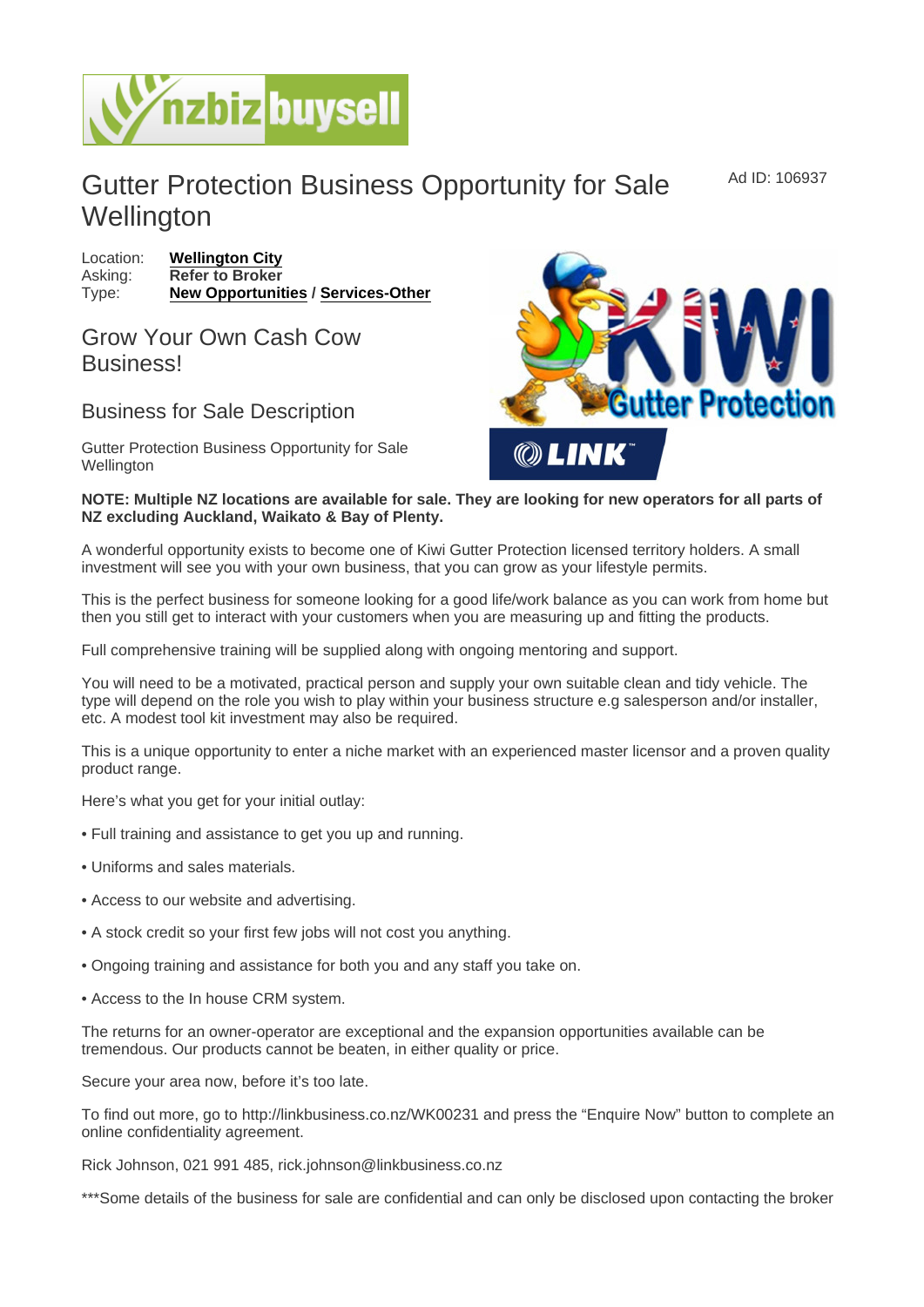# Gutter Protection Business Opportunity for Sale Wellington

Ad ID: 106937

Location: **Wellington City**
Asking: **Refer to Broker**
Type: **New Opportunities / Services-Other**

## Grow Your Own Cash Cow Business!

## Business for Sale Description

Gutter Protection Business Opportunity for Sale Wellington

**NOTE: Multiple NZ locations are available for sale. They are looking for new operators for all parts of NZ excluding Auckland, Waikato & Bay of Plenty.**

A wonderful opportunity exists to become one of Kiwi Gutter Protection licensed territory holders. A small investment will see you with your own business, that you can grow as your lifestyle permits.

This is the perfect business for someone looking for a good life/work balance as you can work from home but then you still get to interact with your customers when you are measuring up and fitting the products.

Full comprehensive training will be supplied along with ongoing mentoring and support.

You will need to be a motivated, practical person and supply your own suitable clean and tidy vehicle. The type will depend on the role you wish to play within your business structure e.g salesperson and/or installer, etc. A modest tool kit investment may also be required.

This is a unique opportunity to enter a niche market with an experienced master licensor and a proven quality product range.

Here's what you get for your initial outlay:

• Full training and assistance to get you up and running.

• Uniforms and sales materials.

• Access to our website and advertising.

• A stock credit so your first few jobs will not cost you anything.

• Ongoing training and assistance for both you and any staff you take on.

• Access to the In house CRM system.

The returns for an owner-operator are exceptional and the expansion opportunities available can be tremendous. Our products cannot be beaten, in either quality or price.

Secure your area now, before it's too late.

To find out more, go to http://linkbusiness.co.nz/WK00231 and press the "Enquire Now" button to complete an online confidentiality agreement.

Rick Johnson, 021 991 485, rick.johnson@linkbusiness.co.nz

***Some details of the business for sale are confidential and can only be disclosed upon contacting the broker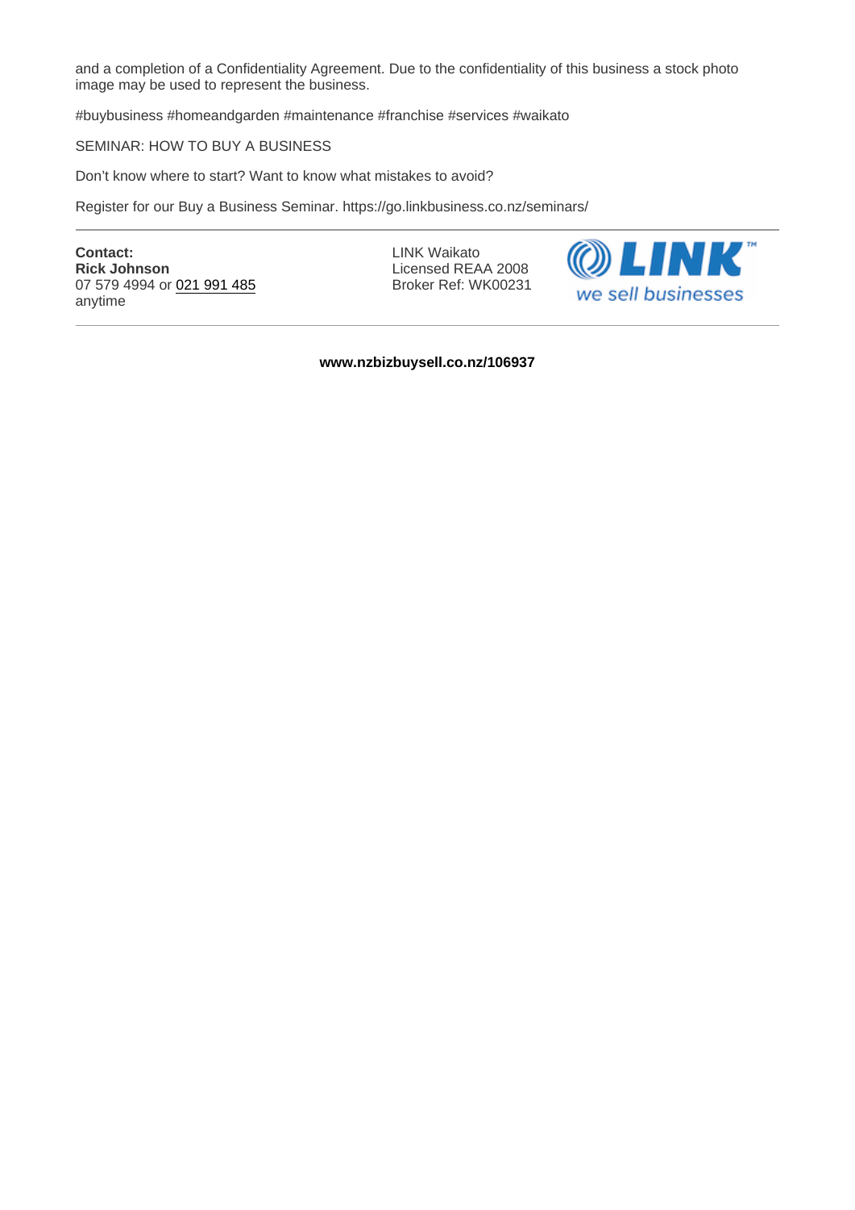and a completion of a Confidentiality Agreement. Due to the confidentiality of this business a stock photo image may be used to represent the business.

#buybusiness #homeandgarden #maintenance #franchise #services #waikato

SEMINAR: HOW TO BUY A BUSINESS

Don't know where to start? Want to know what mistakes to avoid?

Register for our Buy a Business Seminar. https://go.linkbusiness.co.nz/seminars/

---

**Contact:**
**Rick Johnson**
07 579 4994 or 021 991 485
anytime

LINK Waikato
Licensed REAA 2008
Broker Ref: WK00231

LINK™
we sell businesses

---

**www.nzbizbuysell.co.nz/106937**